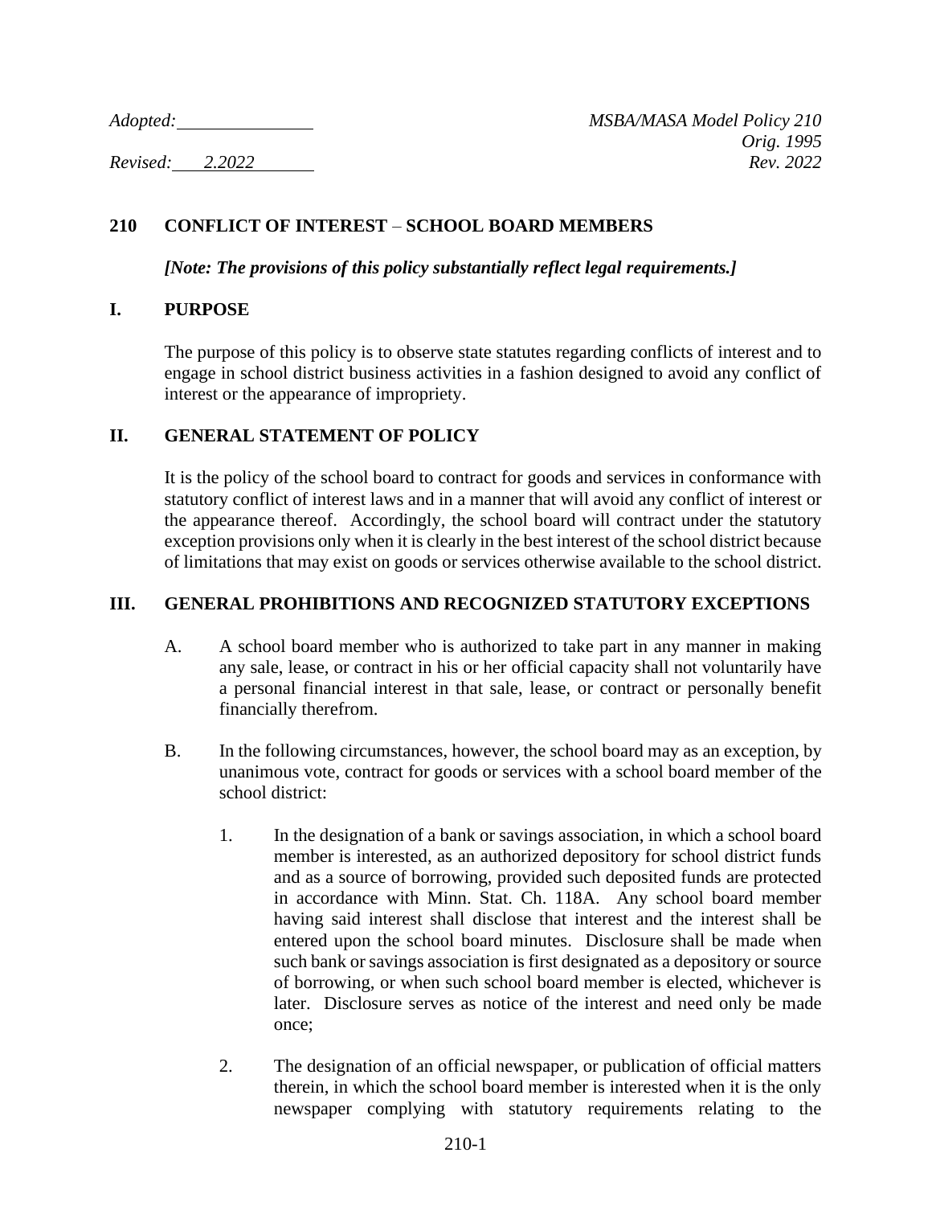*Adopted:* ______________ *MSBA/MASA Model Policy 210*
*Orig. 1995*
*Revised: 2.2022* *Rev. 2022*

## 210 CONFLICT OF INTEREST – SCHOOL BOARD MEMBERS

***[Note: The provisions of this policy substantially reflect legal requirements.]***

## I. PURPOSE

The purpose of this policy is to observe state statutes regarding conflicts of interest and to engage in school district business activities in a fashion designed to avoid any conflict of interest or the appearance of impropriety.

## II. GENERAL STATEMENT OF POLICY

It is the policy of the school board to contract for goods and services in conformance with statutory conflict of interest laws and in a manner that will avoid any conflict of interest or the appearance thereof. Accordingly, the school board will contract under the statutory exception provisions only when it is clearly in the best interest of the school district because of limitations that may exist on goods or services otherwise available to the school district.

## III. GENERAL PROHIBITIONS AND RECOGNIZED STATUTORY EXCEPTIONS

A. A school board member who is authorized to take part in any manner in making any sale, lease, or contract in his or her official capacity shall not voluntarily have a personal financial interest in that sale, lease, or contract or personally benefit financially therefrom.

B. In the following circumstances, however, the school board may as an exception, by unanimous vote, contract for goods or services with a school board member of the school district:

1. In the designation of a bank or savings association, in which a school board member is interested, as an authorized depository for school district funds and as a source of borrowing, provided such deposited funds are protected in accordance with Minn. Stat. Ch. 118A. Any school board member having said interest shall disclose that interest and the interest shall be entered upon the school board minutes. Disclosure shall be made when such bank or savings association is first designated as a depository or source of borrowing, or when such school board member is elected, whichever is later. Disclosure serves as notice of the interest and need only be made once;

2. The designation of an official newspaper, or publication of official matters therein, in which the school board member is interested when it is the only newspaper complying with statutory requirements relating to the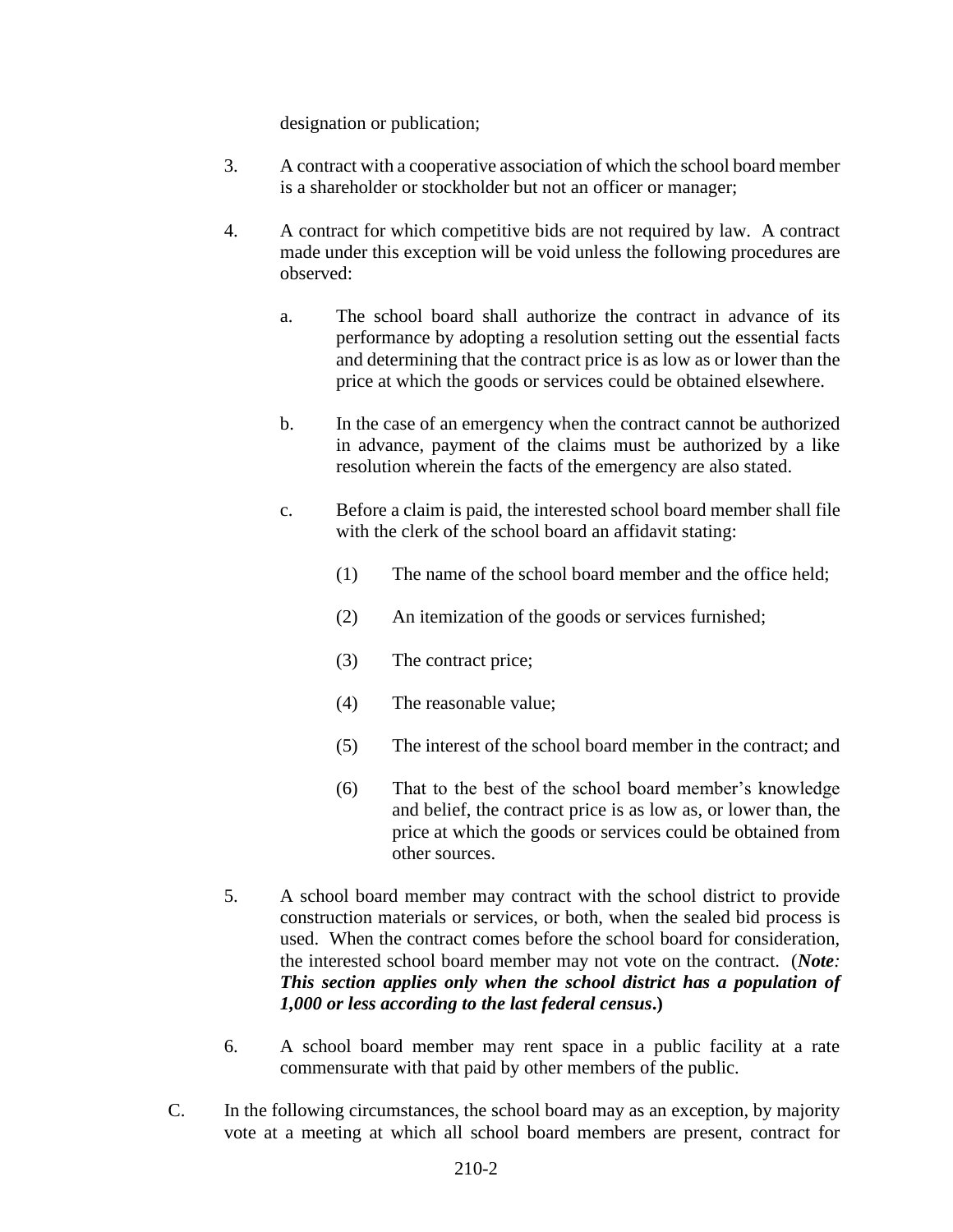designation or publication;

3. A contract with a cooperative association of which the school board member is a shareholder or stockholder but not an officer or manager;

4. A contract for which competitive bids are not required by law. A contract made under this exception will be void unless the following procedures are observed:

   a. The school board shall authorize the contract in advance of its performance by adopting a resolution setting out the essential facts and determining that the contract price is as low as or lower than the price at which the goods or services could be obtained elsewhere.

   b. In the case of an emergency when the contract cannot be authorized in advance, payment of the claims must be authorized by a like resolution wherein the facts of the emergency are also stated.

   c. Before a claim is paid, the interested school board member shall file with the clerk of the school board an affidavit stating:

      (1) The name of the school board member and the office held;

      (2) An itemization of the goods or services furnished;

      (3) The contract price;

      (4) The reasonable value;

      (5) The interest of the school board member in the contract; and

      (6) That to the best of the school board member's knowledge and belief, the contract price is as low as, or lower than, the price at which the goods or services could be obtained from other sources.

5. A school board member may contract with the school district to provide construction materials or services, or both, when the sealed bid process is used. When the contract comes before the school board for consideration, the interested school board member may not vote on the contract. (***Note: This section applies only when the school district has a population of 1,000 or less according to the last federal census*.)**

6. A school board member may rent space in a public facility at a rate commensurate with that paid by other members of the public.

C. In the following circumstances, the school board may as an exception, by majority vote at a meeting at which all school board members are present, contract for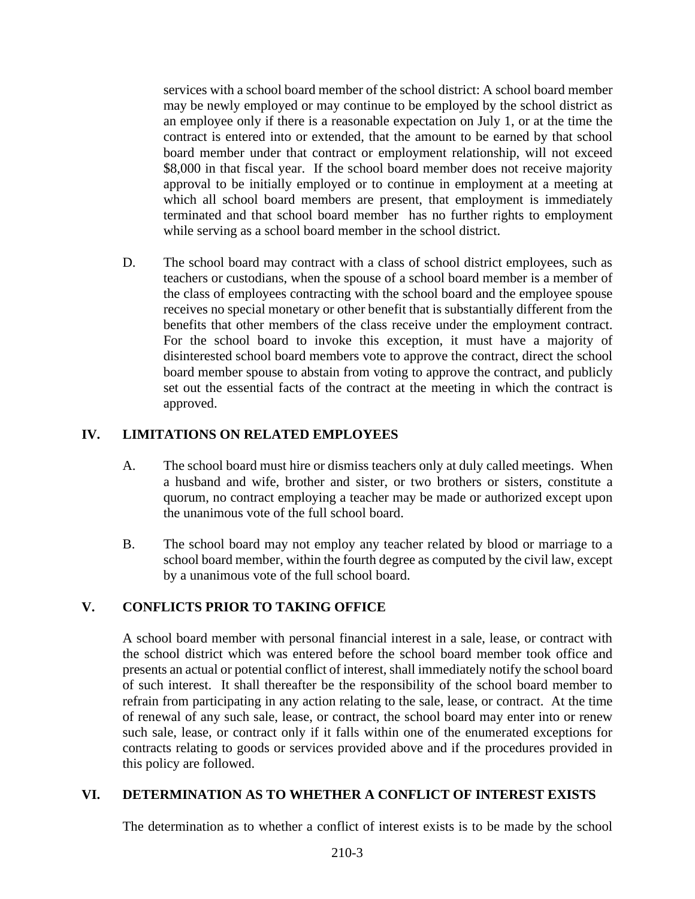services with a school board member of the school district: A school board member may be newly employed or may continue to be employed by the school district as an employee only if there is a reasonable expectation on July 1, or at the time the contract is entered into or extended, that the amount to be earned by that school board member under that contract or employment relationship, will not exceed $8,000 in that fiscal year. If the school board member does not receive majority approval to be initially employed or to continue in employment at a meeting at which all school board members are present, that employment is immediately terminated and that school board member has no further rights to employment while serving as a school board member in the school district.

D. The school board may contract with a class of school district employees, such as teachers or custodians, when the spouse of a school board member is a member of the class of employees contracting with the school board and the employee spouse receives no special monetary or other benefit that is substantially different from the benefits that other members of the class receive under the employment contract. For the school board to invoke this exception, it must have a majority of disinterested school board members vote to approve the contract, direct the school board member spouse to abstain from voting to approve the contract, and publicly set out the essential facts of the contract at the meeting in which the contract is approved.

## IV. LIMITATIONS ON RELATED EMPLOYEES

A. The school board must hire or dismiss teachers only at duly called meetings. When a husband and wife, brother and sister, or two brothers or sisters, constitute a quorum, no contract employing a teacher may be made or authorized except upon the unanimous vote of the full school board.

B. The school board may not employ any teacher related by blood or marriage to a school board member, within the fourth degree as computed by the civil law, except by a unanimous vote of the full school board.

## V. CONFLICTS PRIOR TO TAKING OFFICE

A school board member with personal financial interest in a sale, lease, or contract with the school district which was entered before the school board member took office and presents an actual or potential conflict of interest, shall immediately notify the school board of such interest. It shall thereafter be the responsibility of the school board member to refrain from participating in any action relating to the sale, lease, or contract. At the time of renewal of any such sale, lease, or contract, the school board may enter into or renew such sale, lease, or contract only if it falls within one of the enumerated exceptions for contracts relating to goods or services provided above and if the procedures provided in this policy are followed.

## VI. DETERMINATION AS TO WHETHER A CONFLICT OF INTEREST EXISTS

The determination as to whether a conflict of interest exists is to be made by the school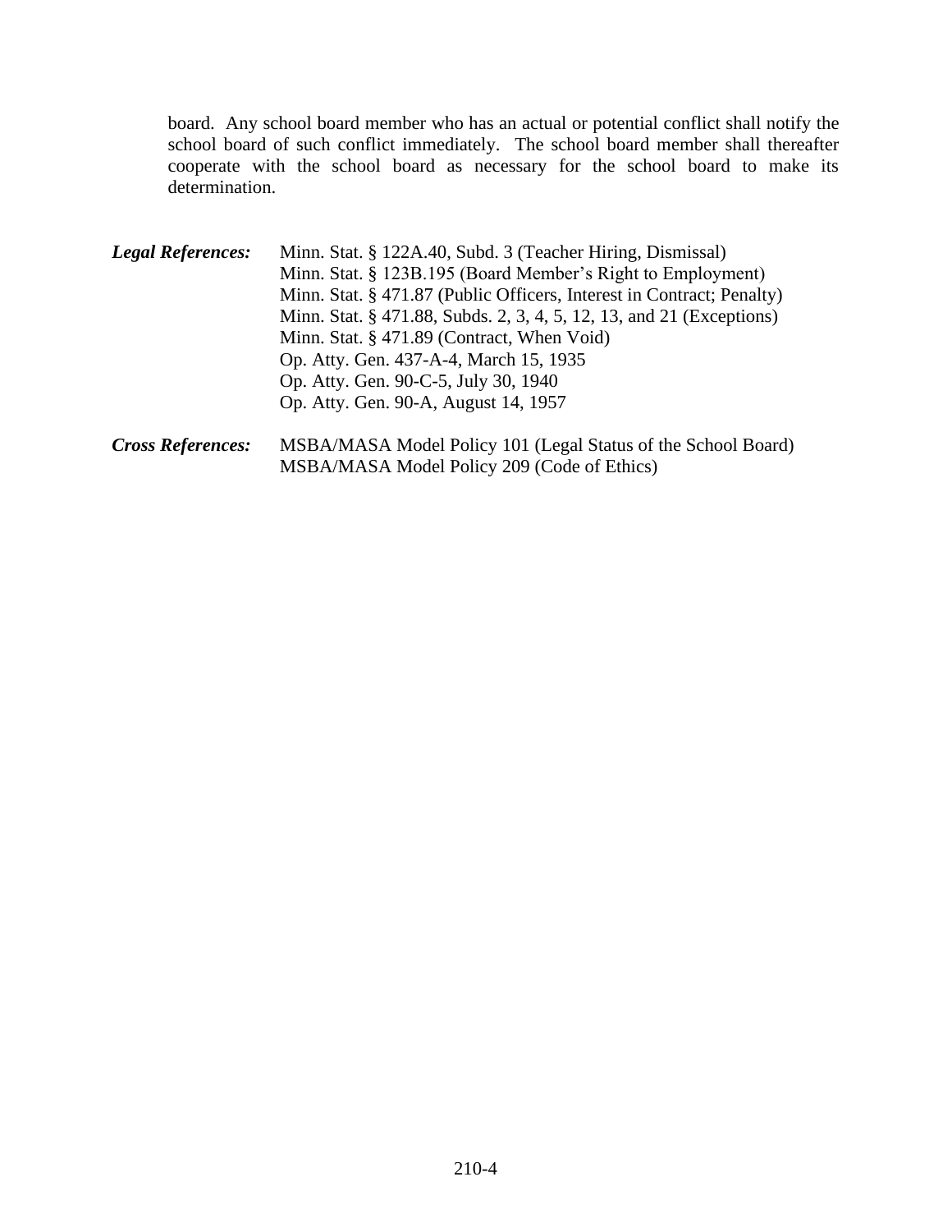board. Any school board member who has an actual or potential conflict shall notify the school board of such conflict immediately. The school board member shall thereafter cooperate with the school board as necessary for the school board to make its determination.

***Legal References:*** Minn. Stat. § 122A.40, Subd. 3 (Teacher Hiring, Dismissal)
Minn. Stat. § 123B.195 (Board Member's Right to Employment)
Minn. Stat. § 471.87 (Public Officers, Interest in Contract; Penalty)
Minn. Stat. § 471.88, Subds. 2, 3, 4, 5, 12, 13, and 21 (Exceptions)
Minn. Stat. § 471.89 (Contract, When Void)
Op. Atty. Gen. 437-A-4, March 15, 1935
Op. Atty. Gen. 90-C-5, July 30, 1940
Op. Atty. Gen. 90-A, August 14, 1957

***Cross References:*** MSBA/MASA Model Policy 101 (Legal Status of the School Board)
MSBA/MASA Model Policy 209 (Code of Ethics)